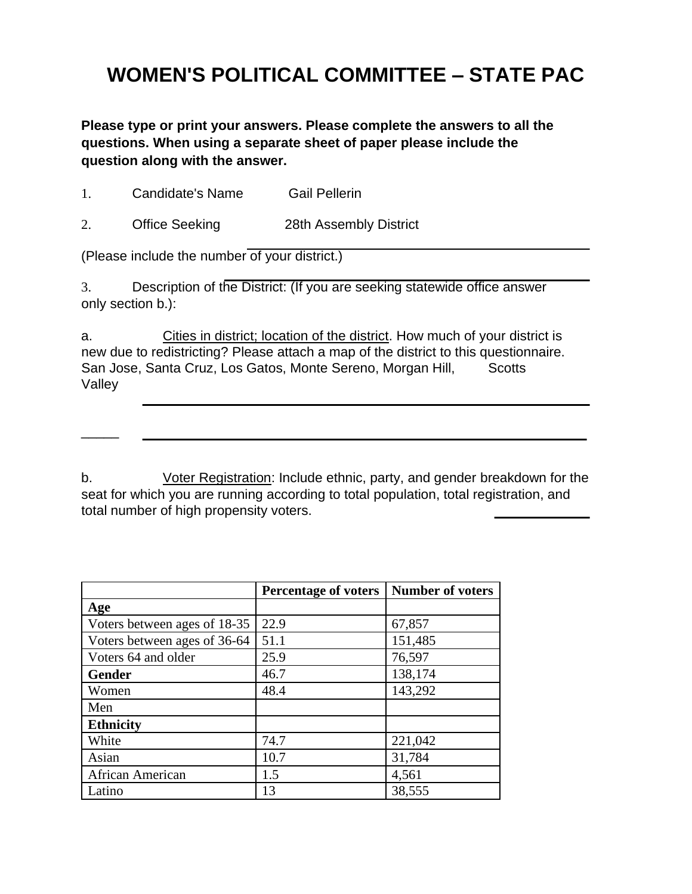# WOMEN'S POLITICAL COMMITTEE – STATE PAC

**Please type or print your answers. Please complete the answers to all the questions. When using a separate sheet of paper please include the question along with the answer.**

1. Candidate's Name Gail Pellerin

2. Office Seeking 28th Assembly District

(Please include the number of your district.)

3. Description of the District: (If you are seeking statewide office answer only section b.):

a. Cities in district; location of the district. How much of your district is new due to redistricting? Please attach a map of the district to this questionnaire. San Jose, Santa Cruz, Los Gatos, Monte Sereno, Morgan Hill, Scotts Valley

b. Voter Registration: Include ethnic, party, and gender breakdown for the seat for which you are running according to total population, total registration, and total number of high propensity voters.

| | **Percentage of voters** | **Number of voters** |
|---|---|---|
| **Age** | | |
| Voters between ages of 18-35 | 22.9 | 67,857 |
| Voters between ages of 36-64 | 51.1 | 151,485 |
| Voters 64 and older | 25.9 | 76,597 |
| **Gender** | 46.7 | 138,174 |
| Women | 48.4 | 143,292 |
| Men | | |
| **Ethnicity** | | |
| White | 74.7 | 221,042 |
| Asian | 10.7 | 31,784 |
| African American | 1.5 | 4,561 |
| Latino | 13 | 38,555 |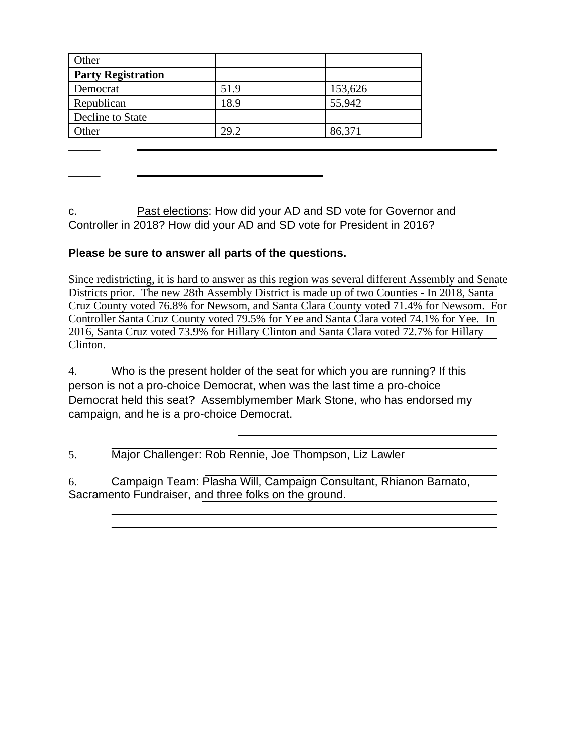| Other | | |
|---|---|---|
| **Party Registration** | | |
| Democrat | 51.9 | 153,626 |
| Republican | 18.9 | 55,942 |
| Decline to State | | |
| Other | 29.2 | 86,371 |

c. Past elections: How did your AD and SD vote for Governor and Controller in 2018? How did your AD and SD vote for President in 2016?

**Please be sure to answer all parts of the questions.**

Since redistricting, it is hard to answer as this region was several different Assembly and Senate Districts prior. The new 28th Assembly District is made up of two Counties - In 2018, Santa Cruz County voted 76.8% for Newsom, and Santa Clara County voted 71.4% for Newsom. For Controller Santa Cruz County voted 79.5% for Yee and Santa Clara voted 74.1% for Yee. In 2016, Santa Cruz voted 73.9% for Hillary Clinton and Santa Clara voted 72.7% for Hillary Clinton.

4. Who is the present holder of the seat for which you are running? If this person is not a pro-choice Democrat, when was the last time a pro-choice Democrat held this seat? Assemblymember Mark Stone, who has endorsed my campaign, and he is a pro-choice Democrat.

5. Major Challenger: Rob Rennie, Joe Thompson, Liz Lawler

6. Campaign Team: Plasha Will, Campaign Consultant, Rhianon Barnato, Sacramento Fundraiser, and three folks on the ground.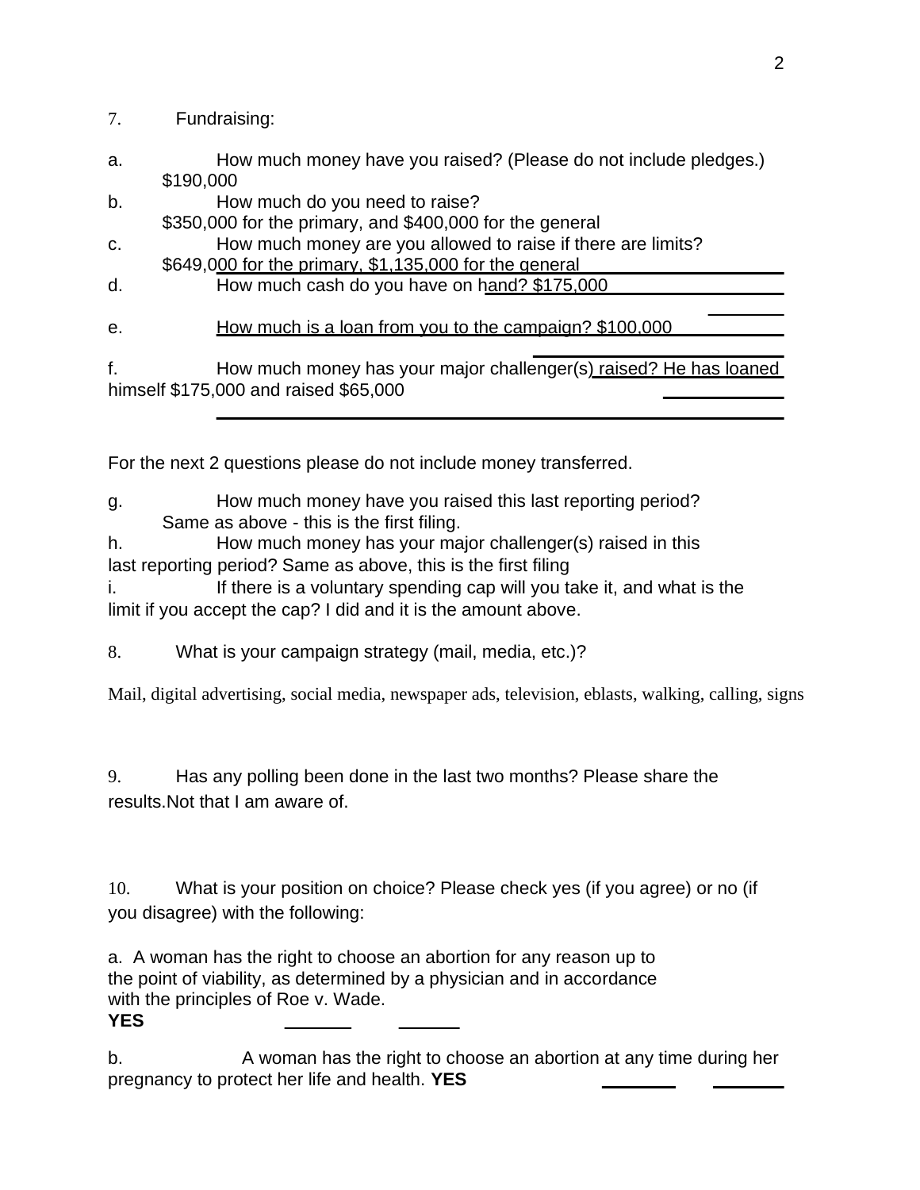7. Fundraising:

a. How much money have you raised? (Please do not include pledges.)
$190,000

b. How much do you need to raise?
$350,000 for the primary, and $400,000 for the general

c. How much money are you allowed to raise if there are limits?
$649,000 for the primary, $1,135,000 for the general

d. How much cash do you have on hand? $175,000

e. How much is a loan from you to the campaign? $100,000

f. How much money has your major challenger(s) raised? He has loaned himself $175,000 and raised $65,000

For the next 2 questions please do not include money transferred.

g. How much money have you raised this last reporting period?
Same as above - this is the first filing.

h. How much money has your major challenger(s) raised in this last reporting period? Same as above, this is the first filing

i. If there is a voluntary spending cap will you take it, and what is the limit if you accept the cap? I did and it is the amount above.

8. What is your campaign strategy (mail, media, etc.)?

Mail, digital advertising, social media, newspaper ads, television, eblasts, walking, calling, signs

9. Has any polling been done in the last two months? Please share the results.Not that I am aware of.

10. What is your position on choice? Please check yes (if you agree) or no (if you disagree) with the following:

a. A woman has the right to choose an abortion for any reason up to the point of viability, as determined by a physician and in accordance with the principles of Roe v. Wade.
**YES**

b. A woman has the right to choose an abortion at any time during her pregnancy to protect her life and health. **YES**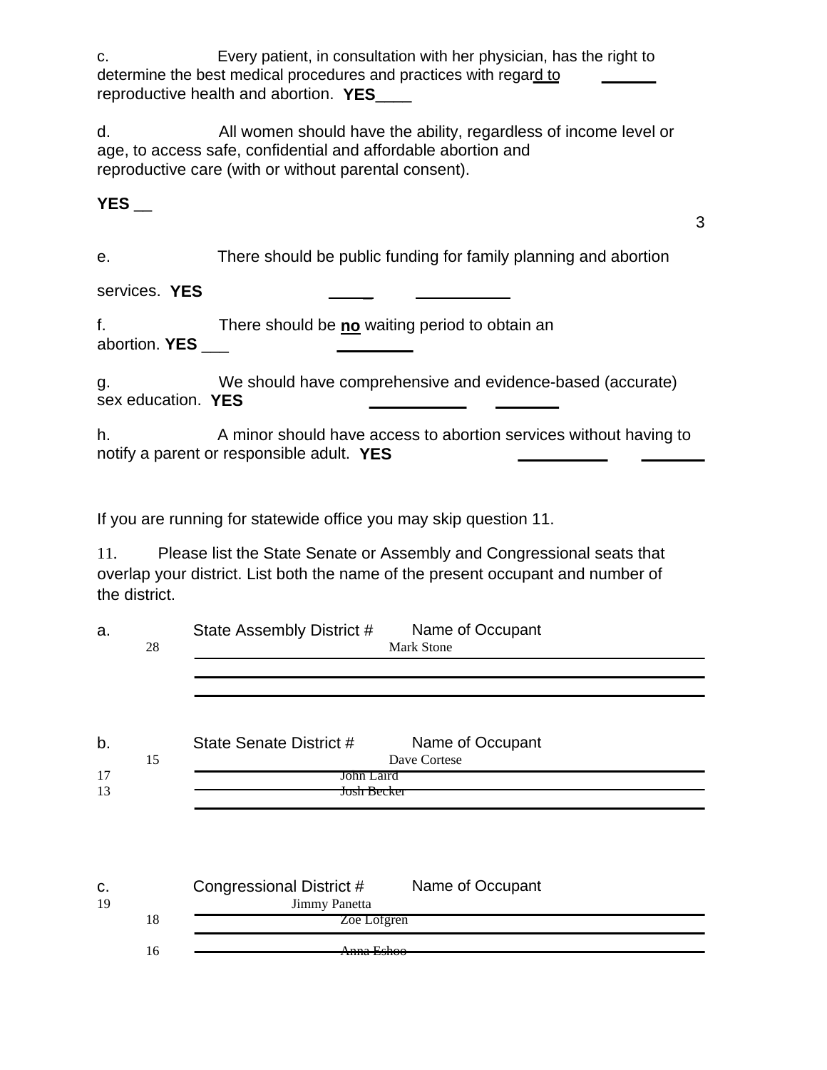c. Every patient, in consultation with her physician, has the right to determine the best medical procedures and practices with regard to reproductive health and abortion. **YES**____

d. All women should have the ability, regardless of income level or age, to access safe, confidential and affordable abortion and reproductive care (with or without parental consent).

**YES** __

e. There should be public funding for family planning and abortion services. **YES**

f. There should be **no** waiting period to obtain an abortion. **YES** ___

g. We should have comprehensive and evidence-based (accurate) sex education. **YES**

h. A minor should have access to abortion services without having to notify a parent or responsible adult. **YES**

If you are running for statewide office you may skip question 11.

11. Please list the State Senate or Assembly and Congressional seats that overlap your district. List both the name of the present occupant and number of the district.

a. State Assembly District # Name of Occupant

| District # | Name of Occupant |
|---|---|
| 28 | Mark Stone |

b. State Senate District # Name of Occupant

| District # | Name of Occupant |
|---|---|
| 15 | Dave Cortese |
| 17 | John Laird |
| 13 | Josh Becker |

c. Congressional District # Name of Occupant

| District # | Name of Occupant |
|---|---|
| 19 | Jimmy Panetta |
| 18 | Zoe Lofgren |
| 16 | Anna Eshoo |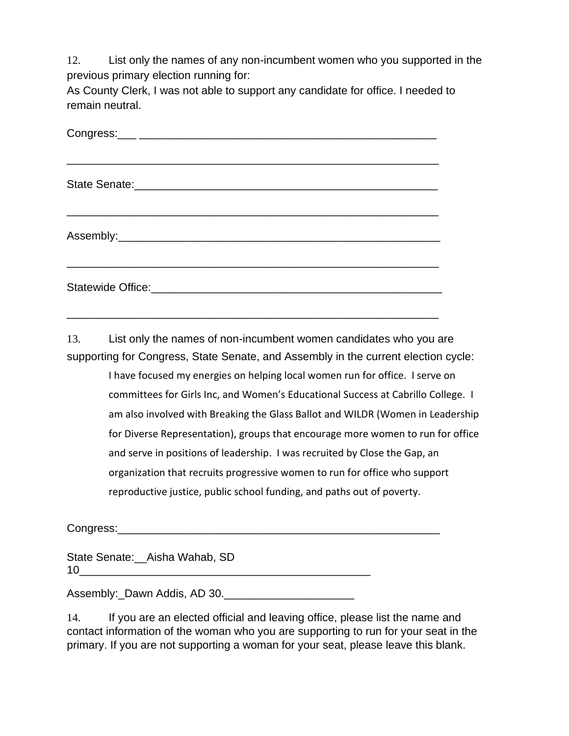12. List only the names of any non-incumbent women who you supported in the previous primary election running for:
As County Clerk, I was not able to support any candidate for office. I needed to remain neutral.

Congress:___ _______________________________________________

_______________________________________________________________

State Senate:_______________________________________________

_______________________________________________________________

Assembly:__________________________________________________

_______________________________________________________________

Statewide Office:____________________________________________

_______________________________________________________________

13. List only the names of non-incumbent women candidates who you are supporting for Congress, State Senate, and Assembly in the current election cycle:

I have focused my energies on helping local women run for office. I serve on committees for Girls Inc, and Women's Educational Success at Cabrillo College. I am also involved with Breaking the Glass Ballot and WILDR (Women in Leadership for Diverse Representation), groups that encourage more women to run for office and serve in positions of leadership. I was recruited by Close the Gap, an organization that recruits progressive women to run for office who support reproductive justice, public school funding, and paths out of poverty.

Congress:__________________________________________________

State Senate:__Aisha Wahab, SD 10_______________________________________________

Assembly:_Dawn Addis, AD 30._____________________

14. If you are an elected official and leaving office, please list the name and contact information of the woman who you are supporting to run for your seat in the primary. If you are not supporting a woman for your seat, please leave this blank.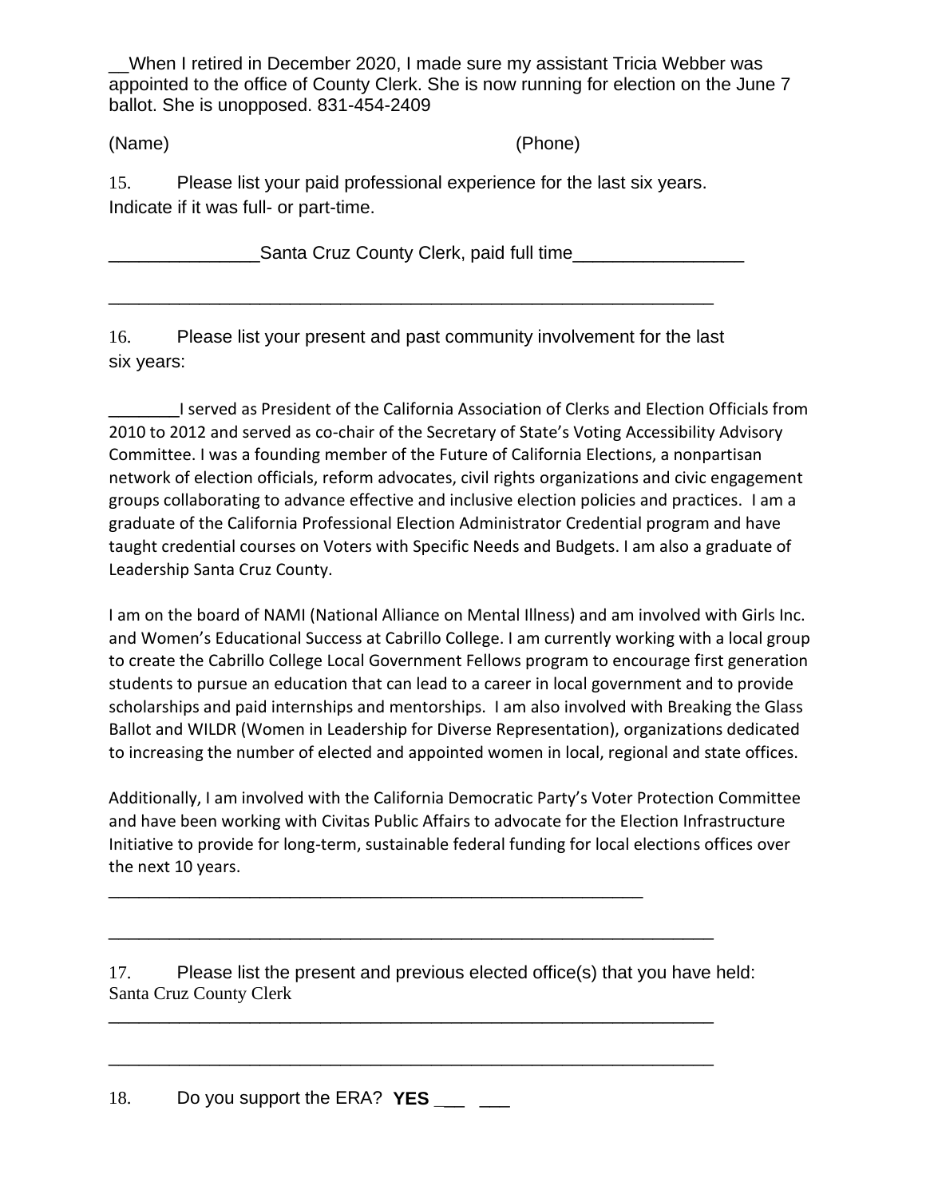__When I retired in December 2020, I made sure my assistant Tricia Webber was appointed to the office of County Clerk. She is now running for election on the June 7 ballot. She is unopposed. 831-454-2409

(Name) (Phone)

15. Please list your paid professional experience for the last six years. Indicate if it was full- or part-time.

_______________Santa Cruz County Clerk, paid full time_________________

_______________________________________________________________

16. Please list your present and past community involvement for the last six years:

________I served as President of the California Association of Clerks and Election Officials from 2010 to 2012 and served as co-chair of the Secretary of State's Voting Accessibility Advisory Committee. I was a founding member of the Future of California Elections, a nonpartisan network of election officials, reform advocates, civil rights organizations and civic engagement groups collaborating to advance effective and inclusive election policies and practices. I am a graduate of the California Professional Election Administrator Credential program and have taught credential courses on Voters with Specific Needs and Budgets. I am also a graduate of Leadership Santa Cruz County.

I am on the board of NAMI (National Alliance on Mental Illness) and am involved with Girls Inc. and Women's Educational Success at Cabrillo College. I am currently working with a local group to create the Cabrillo College Local Government Fellows program to encourage first generation students to pursue an education that can lead to a career in local government and to provide scholarships and paid internships and mentorships. I am also involved with Breaking the Glass Ballot and WILDR (Women in Leadership for Diverse Representation), organizations dedicated to increasing the number of elected and appointed women in local, regional and state offices.

Additionally, I am involved with the California Democratic Party's Voter Protection Committee and have been working with Civitas Public Affairs to advocate for the Election Infrastructure Initiative to provide for long-term, sustainable federal funding for local elections offices over the next 10 years.

_______________________________________________________________

_______________________________________________________________

17. Please list the present and previous elected office(s) that you have held:
Santa Cruz County Clerk

_______________________________________________________________

_______________________________________________________________

18. Do you support the ERA? **YES** ___ ___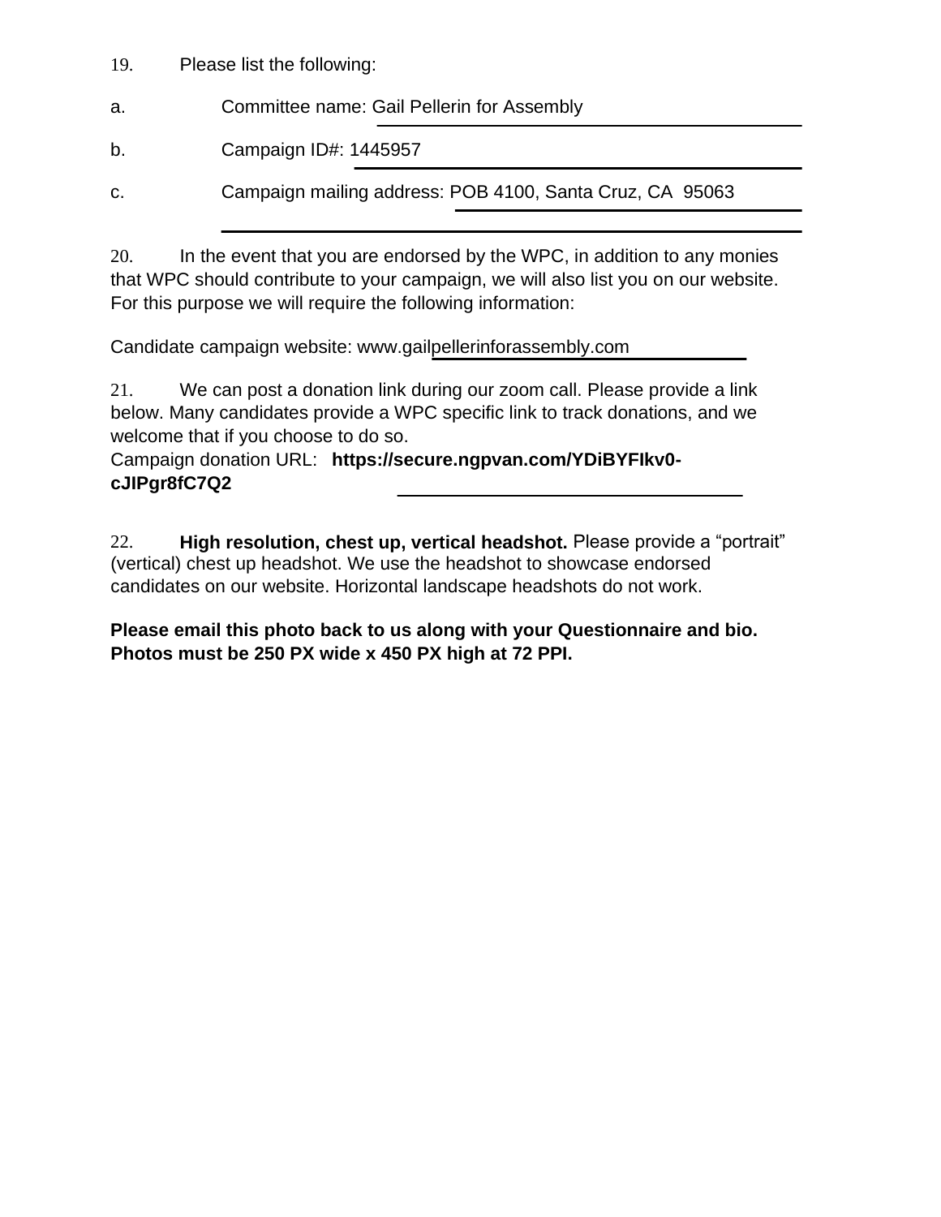19. Please list the following:

a. Committee name: Gail Pellerin for Assembly

b. Campaign ID#: 1445957

c. Campaign mailing address: POB 4100, Santa Cruz, CA 95063

20. In the event that you are endorsed by the WPC, in addition to any monies that WPC should contribute to your campaign, we will also list you on our website. For this purpose we will require the following information:

Candidate campaign website: www.gailpellerinforassembly.com

21. We can post a donation link during our zoom call. Please provide a link below. Many candidates provide a WPC specific link to track donations, and we welcome that if you choose to do so.
Campaign donation URL: **https://secure.ngpvan.com/YDiBYFIkv0-cJIPgr8fC7Q2**

22. **High resolution, chest up, vertical headshot.** Please provide a "portrait" (vertical) chest up headshot. We use the headshot to showcase endorsed candidates on our website. Horizontal landscape headshots do not work.

**Please email this photo back to us along with your Questionnaire and bio. Photos must be 250 PX wide x 450 PX high at 72 PPI.**